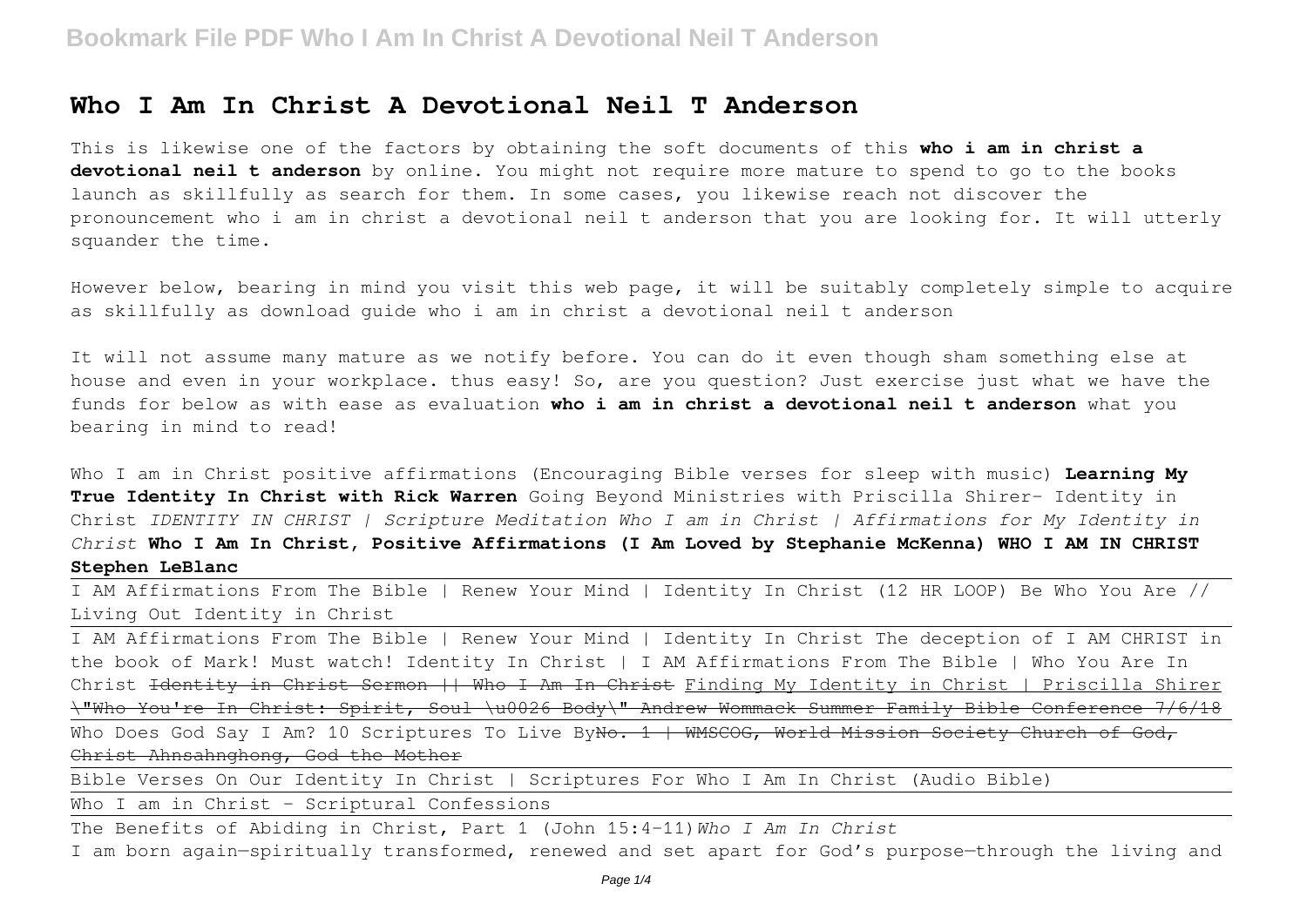# Who I Am In Christ A Devotional Neil T Anderson

This is likewise one of the factors by obtaining the soft documents of this **who i am in christ a devotional neil t anderson** by online. You might not require more mature to spend to go to the books launch as skillfully as search for them. In some cases, you likewise reach not discover the pronouncement who i am in christ a devotional neil t anderson that you are looking for. It will utterly squander the time.

However below, bearing in mind you visit this web page, it will be suitably completely simple to acquire as skillfully as download guide who i am in christ a devotional neil t anderson

It will not assume many mature as we notify before. You can do it even though sham something else at house and even in your workplace. thus easy! So, are you question? Just exercise just what we have the funds for below as with ease as evaluation **who i am in christ a devotional neil t anderson** what you bearing in mind to read!

Who I am in Christ positive affirmations (Encouraging Bible verses for sleep with music) **Learning My True Identity In Christ with Rick Warren** Going Beyond Ministries with Priscilla Shirer- Identity in Christ *IDENTITY IN CHRIST | Scripture Meditation Who I am in Christ | Affirmations for My Identity in Christ* **Who I Am In Christ, Positive Affirmations (I Am Loved by Stephanie McKenna) WHO I AM IN CHRIST Stephen LeBlanc**

I AM Affirmations From The Bible | Renew Your Mind | Identity In Christ (12 HR LOOP) Be Who You Are // Living Out Identity in Christ

I AM Affirmations From The Bible | Renew Your Mind | Identity In Christ The deception of I AM CHRIST in the book of Mark! Must watch! Identity In Christ | I AM Affirmations From The Bible | Who You Are In Christ ~~Identity in Christ Sermon || Who I Am In Christ~~ Finding My Identity in Christ | Priscilla Shirer ~~"Who You're In Christ: Spirit, Soul \u0026 Body" Andrew Wommack Summer Family Bible Conference 7/6/18~~

Who Does God Say I Am? 10 Scriptures To Live By~~No. 1 | WMSCOG, World Mission Society Church of God, Christ Ahnsahnghong, God the Mother~~

Bible Verses On Our Identity In Christ | Scriptures For Who I Am In Christ (Audio Bible)

Who I am in Christ - Scriptural Confessions

The Benefits of Abiding in Christ, Part 1 (John 15:4-11) *Who I Am In Christ*

I am born again—spiritually transformed, renewed and set apart for God's purpose—through the living and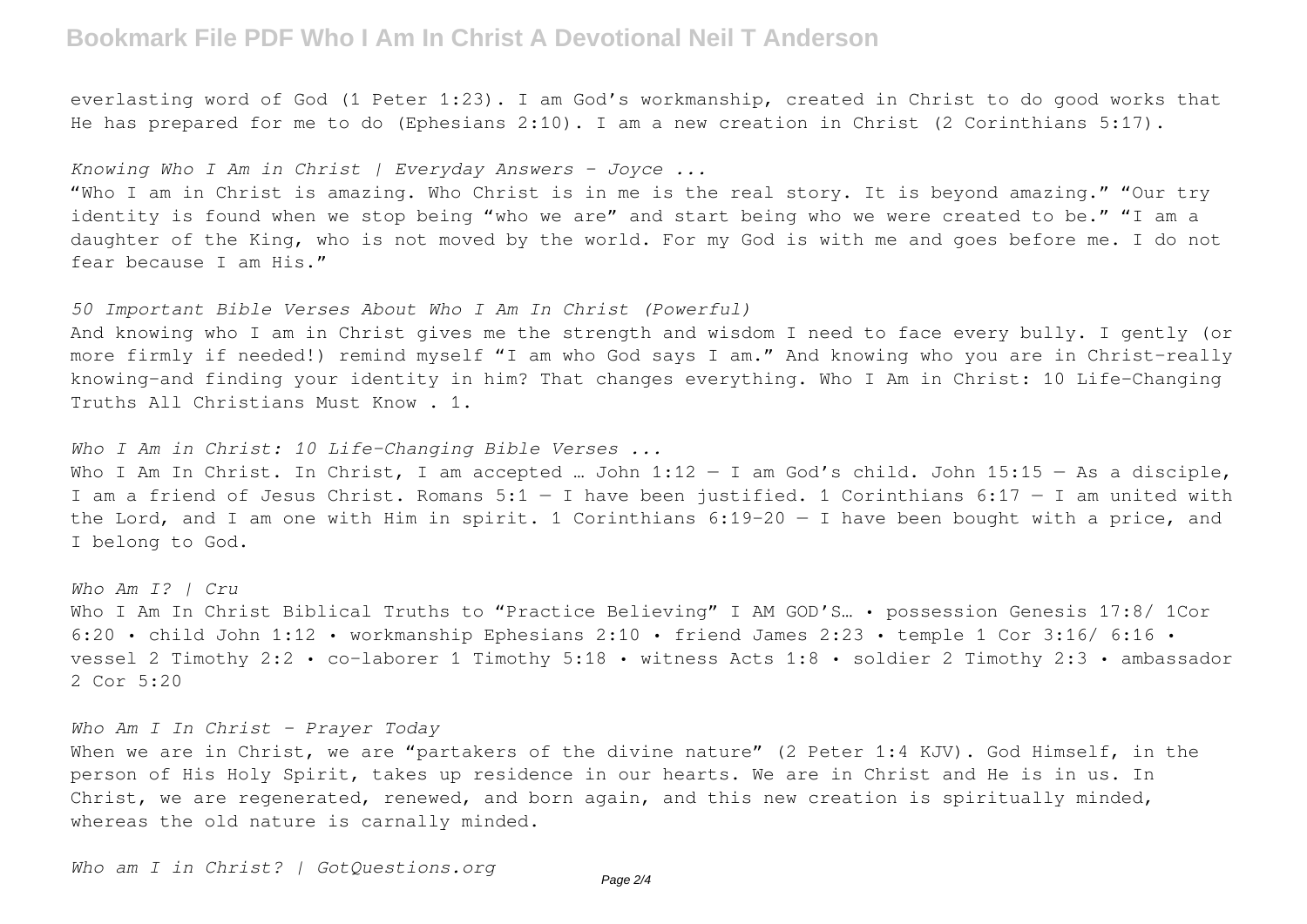everlasting word of God (1 Peter 1:23). I am God's workmanship, created in Christ to do good works that He has prepared for me to do (Ephesians 2:10). I am a new creation in Christ (2 Corinthians 5:17).

*Knowing Who I Am in Christ | Everyday Answers - Joyce ...*

"Who I am in Christ is amazing. Who Christ is in me is the real story. It is beyond amazing." "Our try identity is found when we stop being "who we are" and start being who we were created to be." "I am a daughter of the King, who is not moved by the world. For my God is with me and goes before me. I do not fear because I am His."

*50 Important Bible Verses About Who I Am In Christ (Powerful)*

And knowing who I am in Christ gives me the strength and wisdom I need to face every bully. I gently (or more firmly if needed!) remind myself "I am who God says I am." And knowing who you are in Christ–really knowing–and finding your identity in him? That changes everything. Who I Am in Christ: 10 Life-Changing Truths All Christians Must Know . 1.

*Who I Am in Christ: 10 Life-Changing Bible Verses ...*

Who I Am In Christ. In Christ, I am accepted … John 1:12 — I am God's child. John 15:15 — As a disciple, I am a friend of Jesus Christ. Romans 5:1 — I have been justified. 1 Corinthians 6:17 — I am united with the Lord, and I am one with Him in spirit. 1 Corinthians 6:19-20 — I have been bought with a price, and I belong to God.

*Who Am I? | Cru*

Who I Am In Christ Biblical Truths to "Practice Believing" I AM GOD'S… • possession Genesis 17:8/ 1Cor 6:20 • child John 1:12 • workmanship Ephesians 2:10 • friend James 2:23 • temple 1 Cor 3:16/ 6:16 • vessel 2 Timothy 2:2 • co-laborer 1 Timothy 5:18 • witness Acts 1:8 • soldier 2 Timothy 2:3 • ambassador 2 Cor 5:20

*Who Am I In Christ - Prayer Today*

When we are in Christ, we are "partakers of the divine nature" (2 Peter 1:4 KJV). God Himself, in the person of His Holy Spirit, takes up residence in our hearts. We are in Christ and He is in us. In Christ, we are regenerated, renewed, and born again, and this new creation is spiritually minded, whereas the old nature is carnally minded.

*Who am I in Christ? | GotQuestions.org*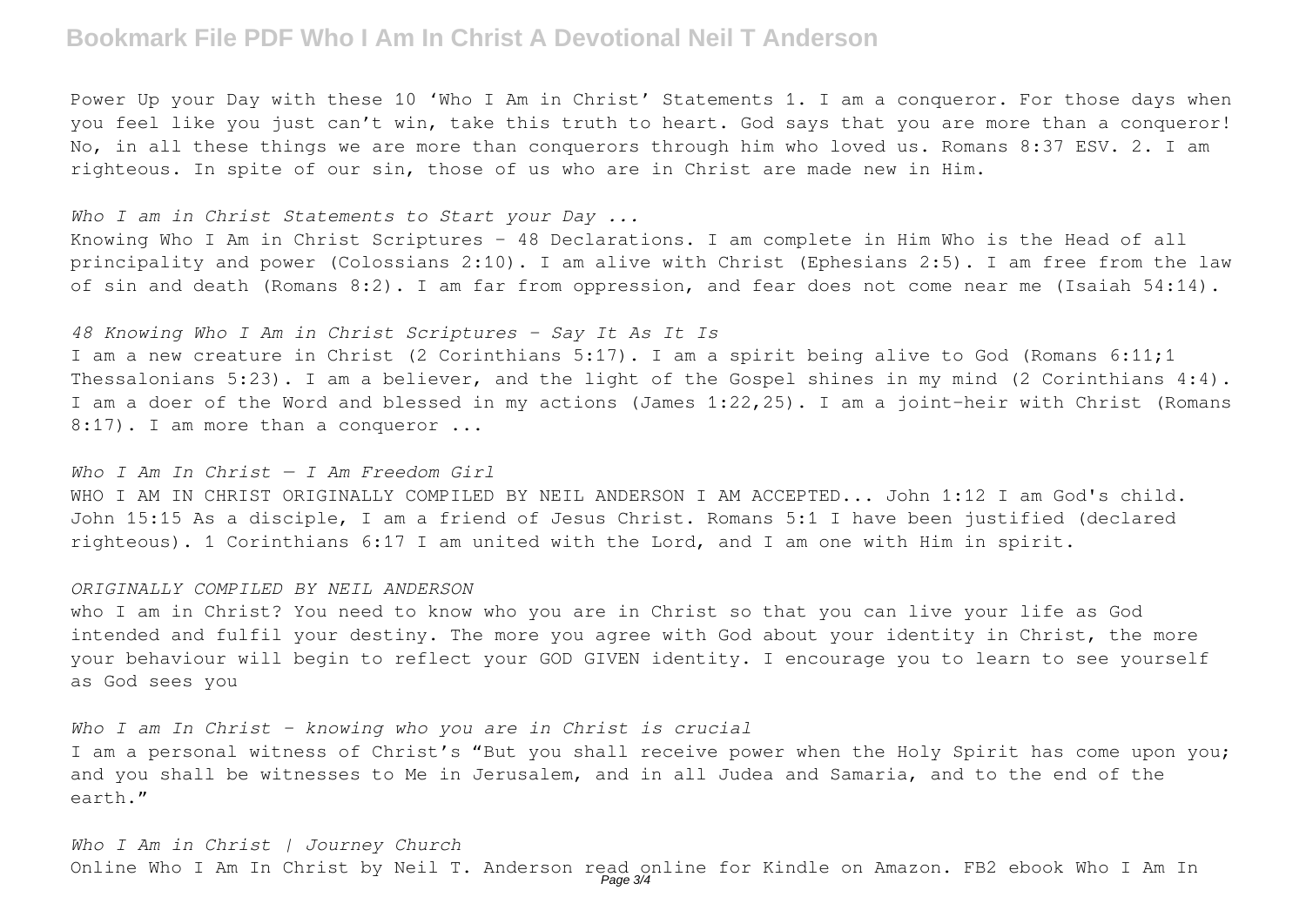Power Up your Day with these 10 'Who I Am in Christ' Statements 1. I am a conqueror. For those days when you feel like you just can't win, take this truth to heart. God says that you are more than a conqueror! No, in all these things we are more than conquerors through him who loved us. Romans 8:37 ESV. 2. I am righteous. In spite of our sin, those of us who are in Christ are made new in Him.

*Who I am in Christ Statements to Start your Day ...*

Knowing Who I Am in Christ Scriptures – 48 Declarations. I am complete in Him Who is the Head of all principality and power (Colossians 2:10). I am alive with Christ (Ephesians 2:5). I am free from the law of sin and death (Romans 8:2). I am far from oppression, and fear does not come near me (Isaiah 54:14).

*48 Knowing Who I Am in Christ Scriptures – Say It As It Is*

I am a new creature in Christ (2 Corinthians 5:17). I am a spirit being alive to God (Romans 6:11;1 Thessalonians 5:23). I am a believer, and the light of the Gospel shines in my mind (2 Corinthians 4:4). I am a doer of the Word and blessed in my actions (James 1:22,25). I am a joint-heir with Christ (Romans 8:17). I am more than a conqueror ...

*Who I Am In Christ — I Am Freedom Girl*

WHO I AM IN CHRIST ORIGINALLY COMPILED BY NEIL ANDERSON I AM ACCEPTED... John 1:12 I am God's child. John 15:15 As a disciple, I am a friend of Jesus Christ. Romans 5:1 I have been justified (declared righteous). 1 Corinthians 6:17 I am united with the Lord, and I am one with Him in spirit.

*ORIGINALLY COMPILED BY NEIL ANDERSON*

who I am in Christ? You need to know who you are in Christ so that you can live your life as God intended and fulfil your destiny. The more you agree with God about your identity in Christ, the more your behaviour will begin to reflect your GOD GIVEN identity. I encourage you to learn to see yourself as God sees you

*Who I am In Christ - knowing who you are in Christ is crucial*

I am a personal witness of Christ's "But you shall receive power when the Holy Spirit has come upon you; and you shall be witnesses to Me in Jerusalem, and in all Judea and Samaria, and to the end of the earth."

*Who I Am in Christ | Journey Church*

Online Who I Am In Christ by Neil T. Anderson read online for Kindle on Amazon. FB2 ebook Who I Am In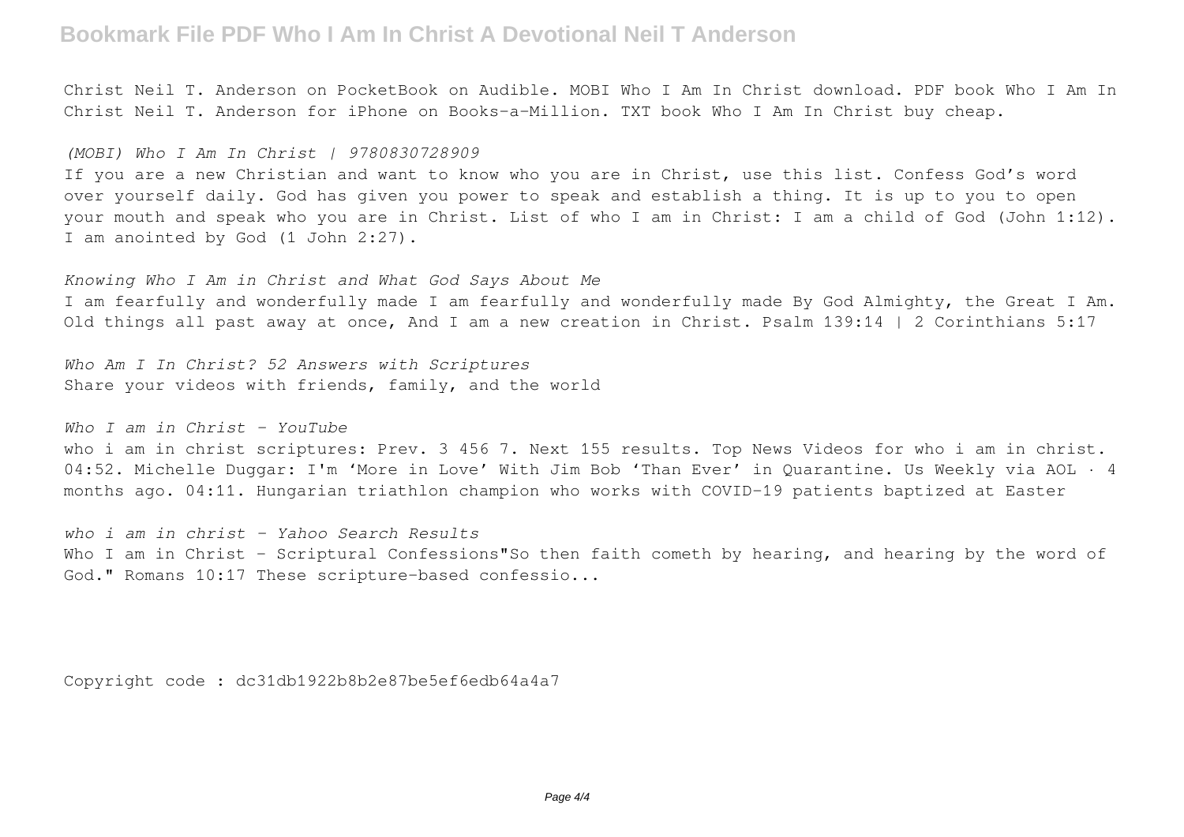Christ Neil T. Anderson on PocketBook on Audible. MOBI Who I Am In Christ download. PDF book Who I Am In Christ Neil T. Anderson for iPhone on Books-a-Million. TXT book Who I Am In Christ buy cheap.

*(MOBI) Who I Am In Christ | 9780830728909*

If you are a new Christian and want to know who you are in Christ, use this list. Confess God's word over yourself daily. God has given you power to speak and establish a thing. It is up to you to open your mouth and speak who you are in Christ. List of who I am in Christ: I am a child of God (John 1:12). I am anointed by God (1 John 2:27).

*Knowing Who I Am in Christ and What God Says About Me*

I am fearfully and wonderfully made I am fearfully and wonderfully made By God Almighty, the Great I Am. Old things all past away at once, And I am a new creation in Christ. Psalm 139:14 | 2 Corinthians 5:17

*Who Am I In Christ? 52 Answers with Scriptures*

Share your videos with friends, family, and the world

*Who I am in Christ - YouTube*

who i am in christ scriptures: Prev. 3 456 7. Next 155 results. Top News Videos for who i am in christ. 04:52. Michelle Duggar: I'm 'More in Love' With Jim Bob 'Than Ever' in Quarantine. Us Weekly via AOL · 4 months ago. 04:11. Hungarian triathlon champion who works with COVID-19 patients baptized at Easter

*who i am in christ - Yahoo Search Results*

Who I am in Christ - Scriptural Confessions"So then faith cometh by hearing, and hearing by the word of God." Romans 10:17 These scripture-based confessio...

Copyright code : dc31db1922b8b2e87be5ef6edb64a4a7